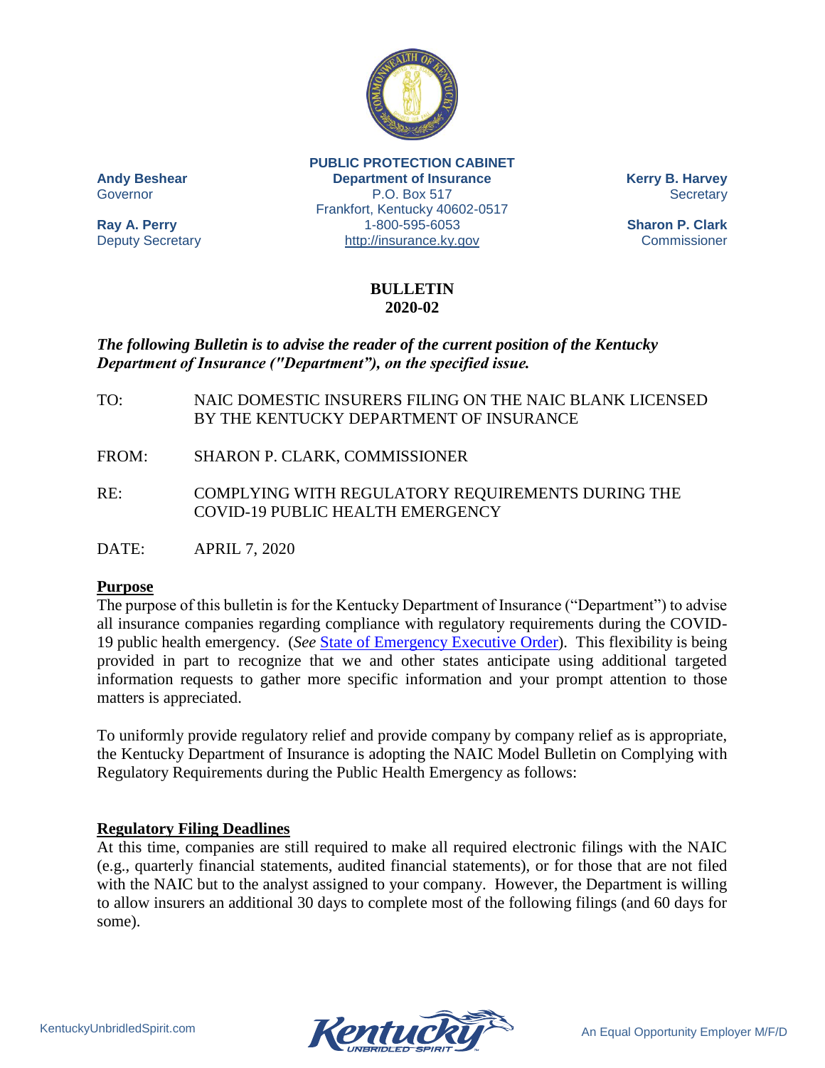**PUBLIC PROTECTION CABINET**
**Department of Insurance**
P.O. Box 517
Frankfort, Kentucky 40602-0517
1-800-595-6053
http://insurance.ky.gov

**Andy Beshear**
Governor

**Ray A. Perry**
Deputy Secretary

**Kerry B. Harvey**
Secretary

**Sharon P. Clark**
Commissioner

# BULLETIN
# 2020-02

***The following Bulletin is to advise the reader of the current position of the Kentucky Department of Insurance ("Department"), on the specified issue.***

TO: NAIC DOMESTIC INSURERS FILING ON THE NAIC BLANK LICENSED BY THE KENTUCKY DEPARTMENT OF INSURANCE

FROM: SHARON P. CLARK, COMMISSIONER

RE: COMPLYING WITH REGULATORY REQUIREMENTS DURING THE COVID-19 PUBLIC HEALTH EMERGENCY

DATE: APRIL 7, 2020

## Purpose

The purpose of this bulletin is for the Kentucky Department of Insurance ("Department") to advise all insurance companies regarding compliance with regulatory requirements during the COVID-19 public health emergency. (*See* State of Emergency Executive Order). This flexibility is being provided in part to recognize that we and other states anticipate using additional targeted information requests to gather more specific information and your prompt attention to those matters is appreciated.

To uniformly provide regulatory relief and provide company by company relief as is appropriate, the Kentucky Department of Insurance is adopting the NAIC Model Bulletin on Complying with Regulatory Requirements during the Public Health Emergency as follows:

## Regulatory Filing Deadlines

At this time, companies are still required to make all required electronic filings with the NAIC (e.g., quarterly financial statements, audited financial statements), or for those that are not filed with the NAIC but to the analyst assigned to your company. However, the Department is willing to allow insurers an additional 30 days to complete most of the following filings (and 60 days for some).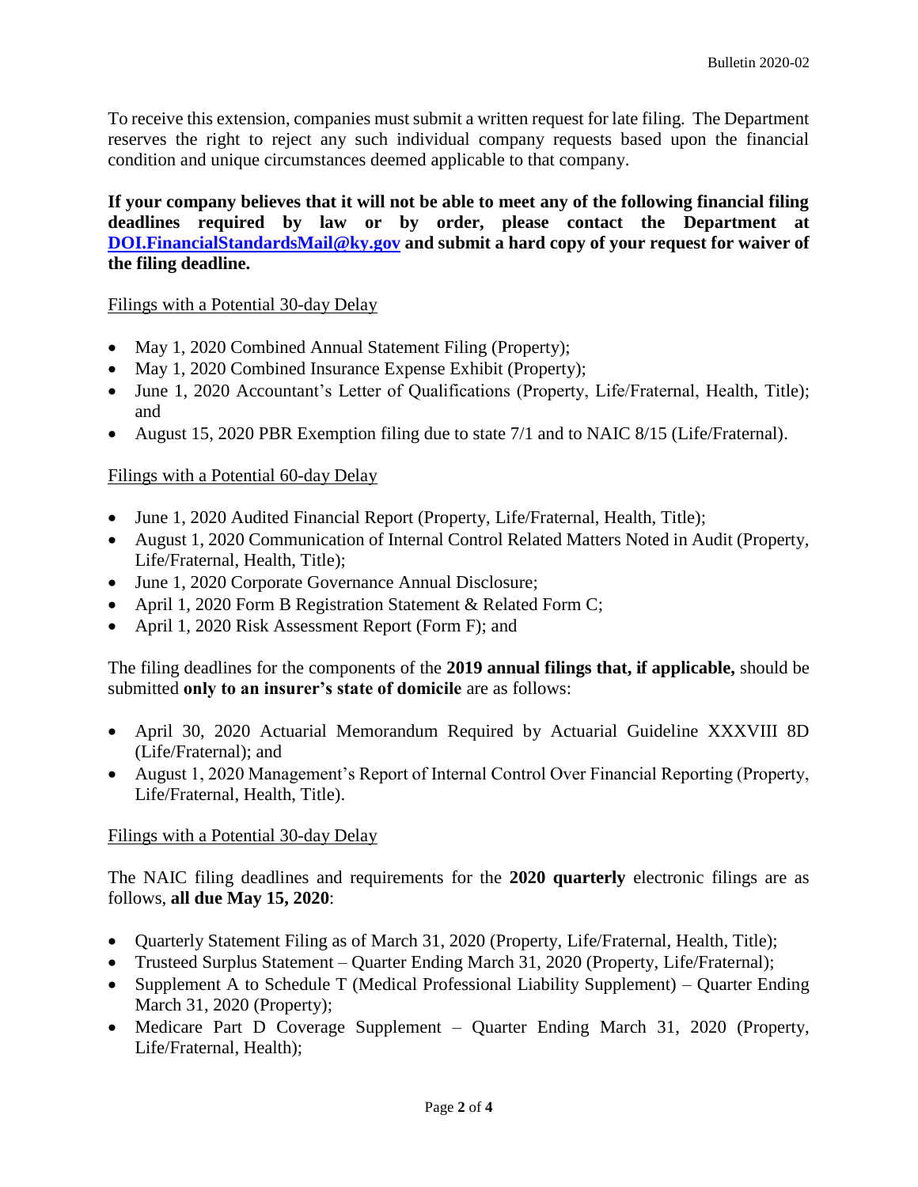To receive this extension, companies must submit a written request for late filing. The Department reserves the right to reject any such individual company requests based upon the financial condition and unique circumstances deemed applicable to that company.

**If your company believes that it will not be able to meet any of the following financial filing deadlines required by law or by order, please contact the Department at [DOI.FinancialStandardsMail@ky.gov](mailto:DOI.FinancialStandardsMail@ky.gov) and submit a hard copy of your request for waiver of the filing deadline.**

Filings with a Potential 30-day Delay

- May 1, 2020 Combined Annual Statement Filing (Property);
- May 1, 2020 Combined Insurance Expense Exhibit (Property);
- June 1, 2020 Accountant's Letter of Qualifications (Property, Life/Fraternal, Health, Title); and
- August 15, 2020 PBR Exemption filing due to state 7/1 and to NAIC 8/15 (Life/Fraternal).

Filings with a Potential 60-day Delay

- June 1, 2020 Audited Financial Report (Property, Life/Fraternal, Health, Title);
- August 1, 2020 Communication of Internal Control Related Matters Noted in Audit (Property, Life/Fraternal, Health, Title);
- June 1, 2020 Corporate Governance Annual Disclosure;
- April 1, 2020 Form B Registration Statement & Related Form C;
- April 1, 2020 Risk Assessment Report (Form F); and

The filing deadlines for the components of the **2019 annual filings that, if applicable,** should be submitted **only to an insurer's state of domicile** are as follows:

- April 30, 2020 Actuarial Memorandum Required by Actuarial Guideline XXXVIII 8D (Life/Fraternal); and
- August 1, 2020 Management's Report of Internal Control Over Financial Reporting (Property, Life/Fraternal, Health, Title).

Filings with a Potential 30-day Delay

The NAIC filing deadlines and requirements for the **2020 quarterly** electronic filings are as follows, **all due May 15, 2020**:

- Quarterly Statement Filing as of March 31, 2020 (Property, Life/Fraternal, Health, Title);
- Trusteed Surplus Statement – Quarter Ending March 31, 2020 (Property, Life/Fraternal);
- Supplement A to Schedule T (Medical Professional Liability Supplement) – Quarter Ending March 31, 2020 (Property);
- Medicare Part D Coverage Supplement – Quarter Ending March 31, 2020 (Property, Life/Fraternal, Health);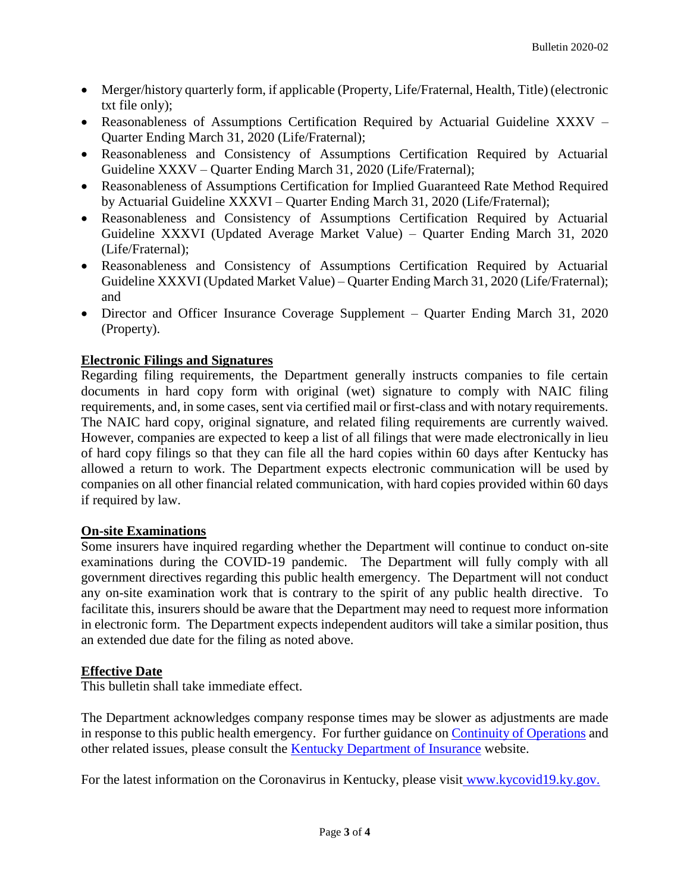- Merger/history quarterly form, if applicable (Property, Life/Fraternal, Health, Title) (electronic txt file only);
- Reasonableness of Assumptions Certification Required by Actuarial Guideline XXXV – Quarter Ending March 31, 2020 (Life/Fraternal);
- Reasonableness and Consistency of Assumptions Certification Required by Actuarial Guideline XXXV – Quarter Ending March 31, 2020 (Life/Fraternal);
- Reasonableness of Assumptions Certification for Implied Guaranteed Rate Method Required by Actuarial Guideline XXXVI – Quarter Ending March 31, 2020 (Life/Fraternal);
- Reasonableness and Consistency of Assumptions Certification Required by Actuarial Guideline XXXVI (Updated Average Market Value) – Quarter Ending March 31, 2020 (Life/Fraternal);
- Reasonableness and Consistency of Assumptions Certification Required by Actuarial Guideline XXXVI (Updated Market Value) – Quarter Ending March 31, 2020 (Life/Fraternal); and
- Director and Officer Insurance Coverage Supplement – Quarter Ending March 31, 2020 (Property).

**Electronic Filings and Signatures**

Regarding filing requirements, the Department generally instructs companies to file certain documents in hard copy form with original (wet) signature to comply with NAIC filing requirements, and, in some cases, sent via certified mail or first-class and with notary requirements. The NAIC hard copy, original signature, and related filing requirements are currently waived. However, companies are expected to keep a list of all filings that were made electronically in lieu of hard copy filings so that they can file all the hard copies within 60 days after Kentucky has allowed a return to work. The Department expects electronic communication will be used by companies on all other financial related communication, with hard copies provided within 60 days if required by law.

**On-site Examinations**

Some insurers have inquired regarding whether the Department will continue to conduct on-site examinations during the COVID-19 pandemic. The Department will fully comply with all government directives regarding this public health emergency. The Department will not conduct any on-site examination work that is contrary to the spirit of any public health directive. To facilitate this, insurers should be aware that the Department may need to request more information in electronic form. The Department expects independent auditors will take a similar position, thus an extended due date for the filing as noted above.

**Effective Date**

This bulletin shall take immediate effect.

The Department acknowledges company response times may be slower as adjustments are made in response to this public health emergency. For further guidance on Continuity of Operations and other related issues, please consult the Kentucky Department of Insurance website.

For the latest information on the Coronavirus in Kentucky, please visit www.kycovid19.ky.gov.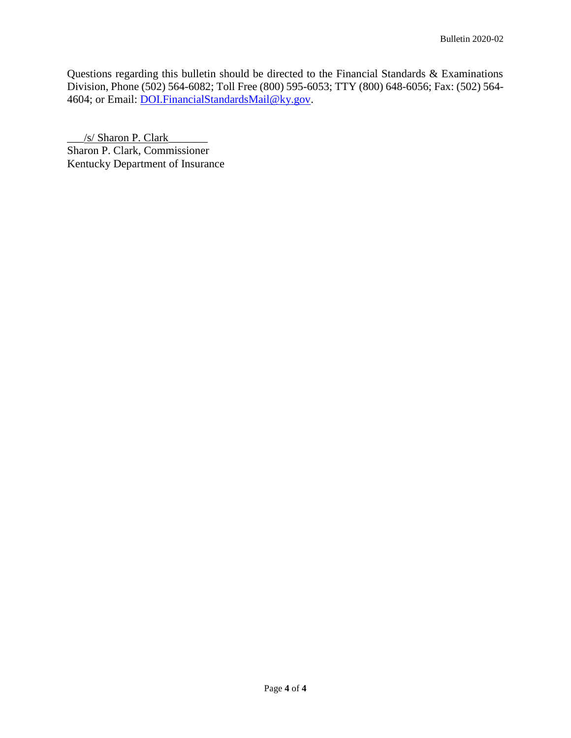Questions regarding this bulletin should be directed to the Financial Standards & Examinations Division, Phone (502) 564-6082; Toll Free (800) 595-6053; TTY (800) 648-6056; Fax: (502) 564-4604; or Email: DOI.FinancialStandardsMail@ky.gov.

/s/ Sharon P. Clark
Sharon P. Clark, Commissioner
Kentucky Department of Insurance